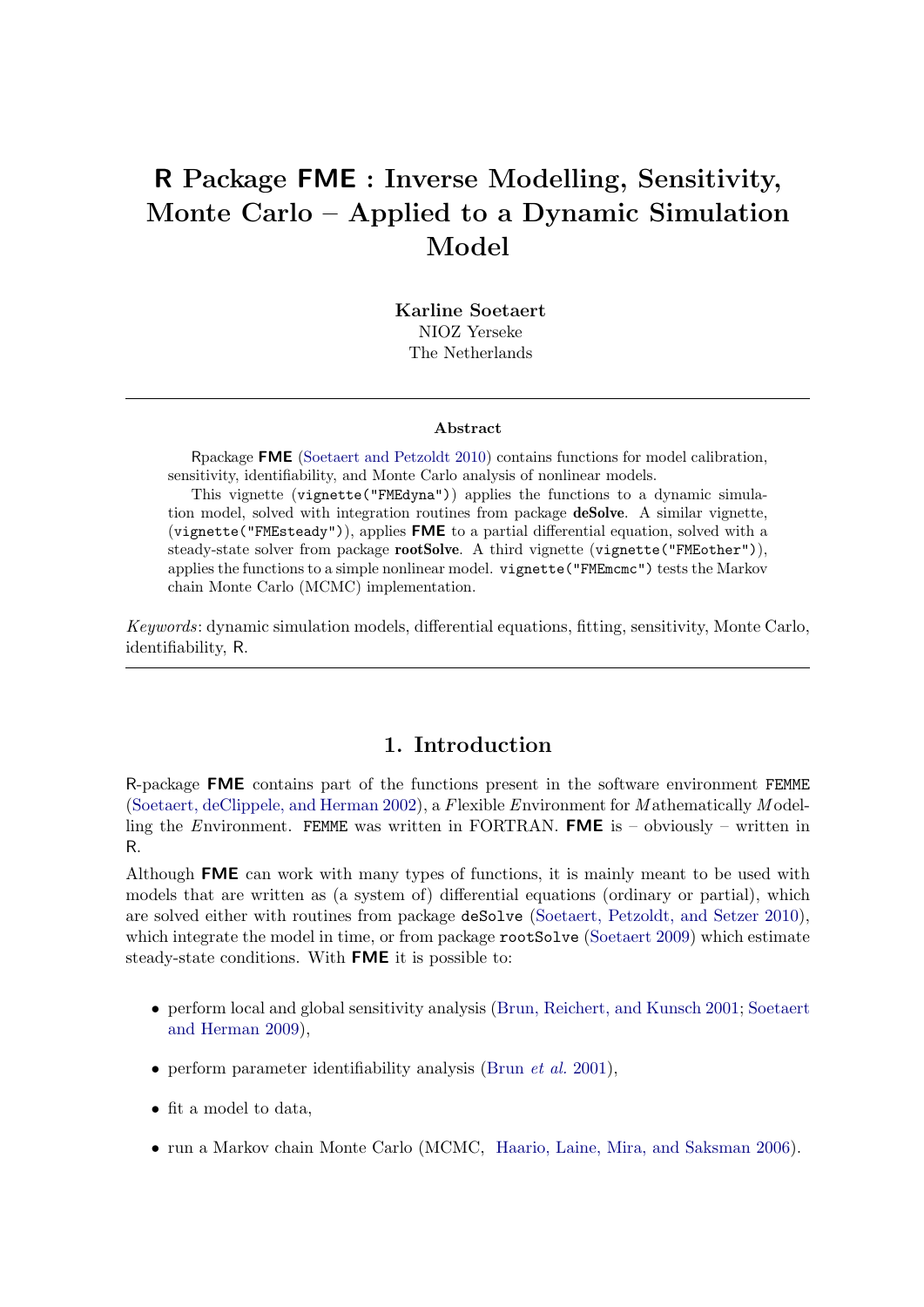# R Package FME : Inverse Modelling, Sensitivity, Monte Carlo – Applied to a Dynamic Simulation Model

**Karline Soetaert**
NIOZ Yerseke
The Netherlands

---

**Abstract**

Rpackage **FME** (Soetaert and Petzoldt 2010) contains functions for model calibration, sensitivity, identifiability, and Monte Carlo analysis of nonlinear models.

This vignette (`vignette("FMEdyna")`) applies the functions to a dynamic simulation model, solved with integration routines from package **deSolve**. A similar vignette, (`vignette("FMEsteady")`), applies **FME** to a partial differential equation, solved with a steady-state solver from package **rootSolve**. A third vignette (`vignette("FMEother")`), applies the functions to a simple nonlinear model. `vignette("FMEmcmc")` tests the Markov chain Monte Carlo (MCMC) implementation.

*Keywords*: dynamic simulation models, differential equations, fitting, sensitivity, Monte Carlo, identifiability, R.

---

## 1. Introduction

R-package **FME** contains part of the functions present in the software environment `FEMME` (Soetaert, deClippele, and Herman 2002), a *F*lexible *E*nvironment for *M*athematically *M*odelling the *E*nvironment. `FEMME` was written in FORTRAN. **FME** is – obviously – written in R.

Although **FME** can work with many types of functions, it is mainly meant to be used with models that are written as (a system of) differential equations (ordinary or partial), which are solved either with routines from package `deSolve` (Soetaert, Petzoldt, and Setzer 2010), which integrate the model in time, or from package `rootSolve` (Soetaert 2009) which estimate steady-state conditions. With **FME** it is possible to:

- perform local and global sensitivity analysis (Brun, Reichert, and Kunsch 2001; Soetaert and Herman 2009),
- perform parameter identifiability analysis (Brun *et al.* 2001),
- fit a model to data,
- run a Markov chain Monte Carlo (MCMC, Haario, Laine, Mira, and Saksman 2006).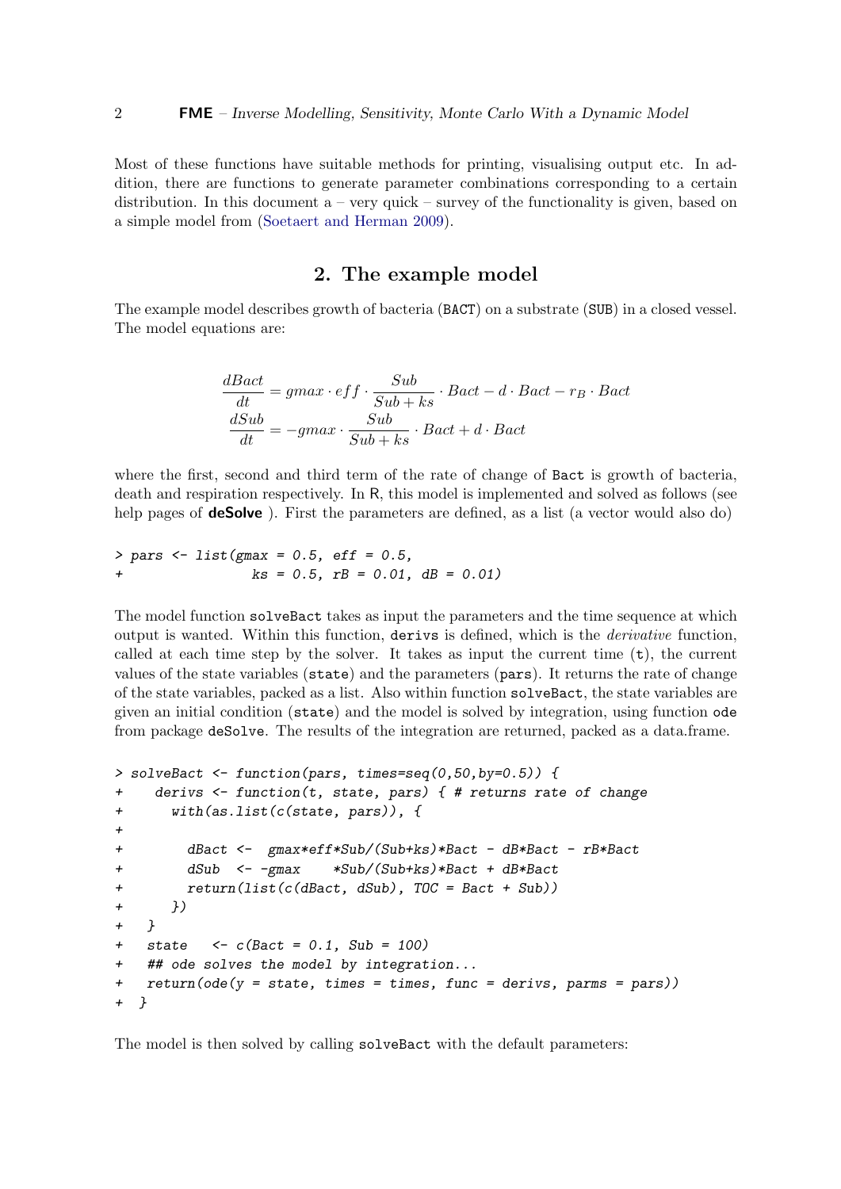Most of these functions have suitable methods for printing, visualising output etc. In addition, there are functions to generate parameter combinations corresponding to a certain distribution. In this document a – very quick – survey of the functionality is given, based on a simple model from (Soetaert and Herman 2009).

## 2. The example model

The example model describes growth of bacteria (BACT) on a substrate (SUB) in a closed vessel. The model equations are:

$$
\begin{aligned}
\frac{dBact}{dt} &= gmax \cdot eff \cdot \frac{Sub}{Sub + ks} \cdot Bact - d \cdot Bact - r_B \cdot Bact \\
\frac{dSub}{dt} &= -gmax \cdot \frac{Sub}{Sub + ks} \cdot Bact + d \cdot Bact
\end{aligned}
$$

where the first, second and third term of the rate of change of Bact is growth of bacteria, death and respiration respectively. In R, this model is implemented and solved as follows (see help pages of **deSolve** ). First the parameters are defined, as a list (a vector would also do)

```
> pars <- list(gmax = 0.5, eff = 0.5,
+              ks = 0.5, rB = 0.01, dB = 0.01)
```

The model function solveBact takes as input the parameters and the time sequence at which output is wanted. Within this function, derivs is defined, which is the *derivative* function, called at each time step by the solver. It takes as input the current time (t), the current values of the state variables (state) and the parameters (pars). It returns the rate of change of the state variables, packed as a list. Also within function solveBact, the state variables are given an initial condition (state) and the model is solved by integration, using function ode from package deSolve. The results of the integration are returned, packed as a data.frame.

```
> solveBact <- function(pars, times=seq(0,50,by=0.5)) {
+   derivs <- function(t, state, pars) { # returns rate of change
+     with(as.list(c(state, pars)), {
+
+       dBact <-  gmax*eff*Sub/(Sub+ks)*Bact - dB*Bact - rB*Bact
+       dSub  <- -gmax    *Sub/(Sub+ks)*Bact + dB*Bact
+       return(list(c(dBact, dSub), TOC = Bact + Sub))
+     })
+   }
+   state   <- c(Bact = 0.1, Sub = 100)
+   ## ode solves the model by integration...
+   return(ode(y = state, times = times, func = derivs, parms = pars))
+ }
```

The model is then solved by calling solveBact with the default parameters: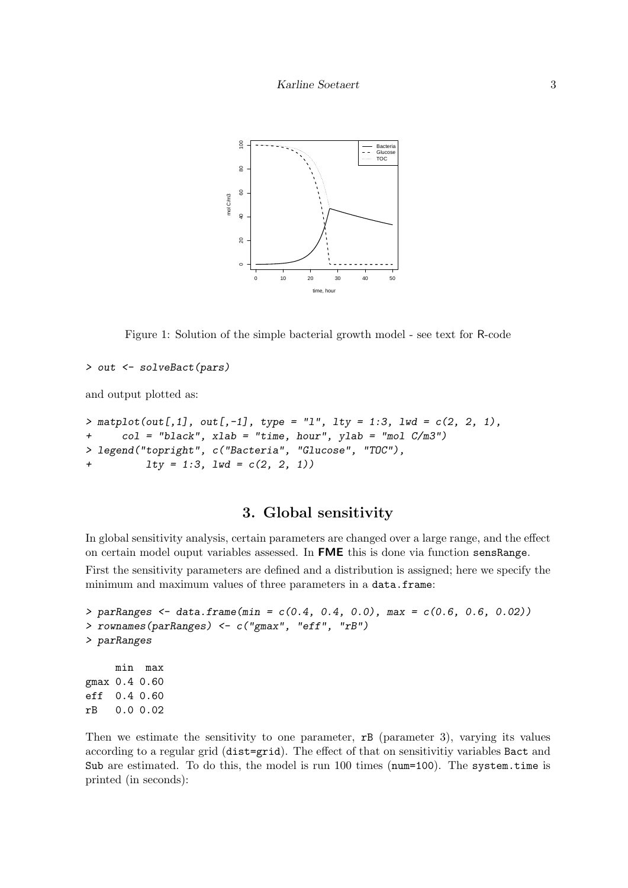Figure 1: Solution of the simple bacterial growth model - see text for R-code

```
> out <- solveBact(pars)
```

and output plotted as:

```
> matplot(out[,1], out[,-1], type = "l", lty = 1:3, lwd = c(2, 2, 1),
+     col = "black", xlab = "time, hour", ylab = "mol C/m3")
> legend("topright", c("Bacteria", "Glucose", "TOC"),
+        lty = 1:3, lwd = c(2, 2, 1))
```

# 3. Global sensitivity

In global sensitivity analysis, certain parameters are changed over a large range, and the effect on certain model ouput variables assessed. In **FME** this is done via function `sensRange`.

First the sensitivity parameters are defined and a distribution is assigned; here we specify the minimum and maximum values of three parameters in a `data.frame`:

```
> parRanges <- data.frame(min = c(0.4, 0.4, 0.0), max = c(0.6, 0.6, 0.02))
> rownames(parRanges) <- c("gmax", "eff", "rB")
> parRanges

     min  max
gmax 0.4 0.60
eff  0.4 0.60
rB   0.0 0.02
```

Then we estimate the sensitivity to one parameter, `rB` (parameter 3), varying its values according to a regular grid (`dist=grid`). The effect of that on sensitivitiy variables `Bact` and `Sub` are estimated. To do this, the model is run 100 times (`num=100`). The `system.time` is printed (in seconds):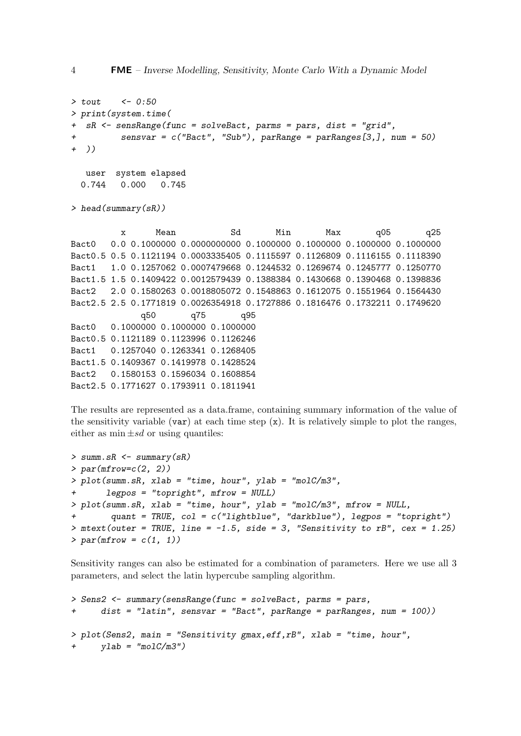```
> tout    <- 0:50
> print(system.time(
+  sR <- sensRange(func = solveBact, parms = pars, dist = "grid",
+          sensvar = c("Bact", "Sub"), parRange = parRanges[3,], num = 50)
+  ))

   user  system elapsed 
  0.744   0.000   0.745 

> head(summary(sR))

          x      Mean           Sd       Min       Max       q05       q25
Bact0   0.0 0.1000000 0.0000000000 0.1000000 0.1000000 0.1000000 0.1000000
Bact0.5 0.5 0.1121194 0.0003335405 0.1115597 0.1126809 0.1116155 0.1118390
Bact1   1.0 0.1257062 0.0007479668 0.1244532 0.1269674 0.1245777 0.1250770
Bact1.5 1.5 0.1409422 0.0012579439 0.1388384 0.1430668 0.1390468 0.1398836
Bact2   2.0 0.1580263 0.0018805072 0.1548863 0.1612075 0.1551964 0.1564430
Bact2.5 2.5 0.1771819 0.0026354918 0.1727886 0.1816476 0.1732211 0.1749620
              q50       q75       q95
Bact0   0.1000000 0.1000000 0.1000000
Bact0.5 0.1121189 0.1123996 0.1126246
Bact1   0.1257040 0.1263341 0.1268405
Bact1.5 0.1409367 0.1419978 0.1428524
Bact2   0.1580153 0.1596034 0.1608854
Bact2.5 0.1771627 0.1793911 0.1811941
```

The results are represented as a data.frame, containing summary information of the value of the sensitivity variable (`var`) at each time step (`x`). It is relatively simple to plot the ranges, either as $\min \pm sd$ or using quantiles:

```
> summ.sR <- summary(sR)
> par(mfrow=c(2, 2))
> plot(summ.sR, xlab = "time, hour", ylab = "molC/m3",
+      legpos = "topright", mfrow = NULL)
> plot(summ.sR, xlab = "time, hour", ylab = "molC/m3", mfrow = NULL,
+       quant = TRUE, col = c("lightblue", "darkblue"), legpos = "topright")
> mtext(outer = TRUE, line = -1.5, side = 3, "Sensitivity to rB", cex = 1.25)
> par(mfrow = c(1, 1))
```

Sensitivity ranges can also be estimated for a combination of parameters. Here we use all 3 parameters, and select the latin hypercube sampling algorithm.

```
> Sens2 <- summary(sensRange(func = solveBact, parms = pars,
+     dist = "latin", sensvar = "Bact", parRange = parRanges, num = 100))

> plot(Sens2, main = "Sensitivity gmax,eff,rB", xlab = "time, hour",
+     ylab = "molC/m3")
```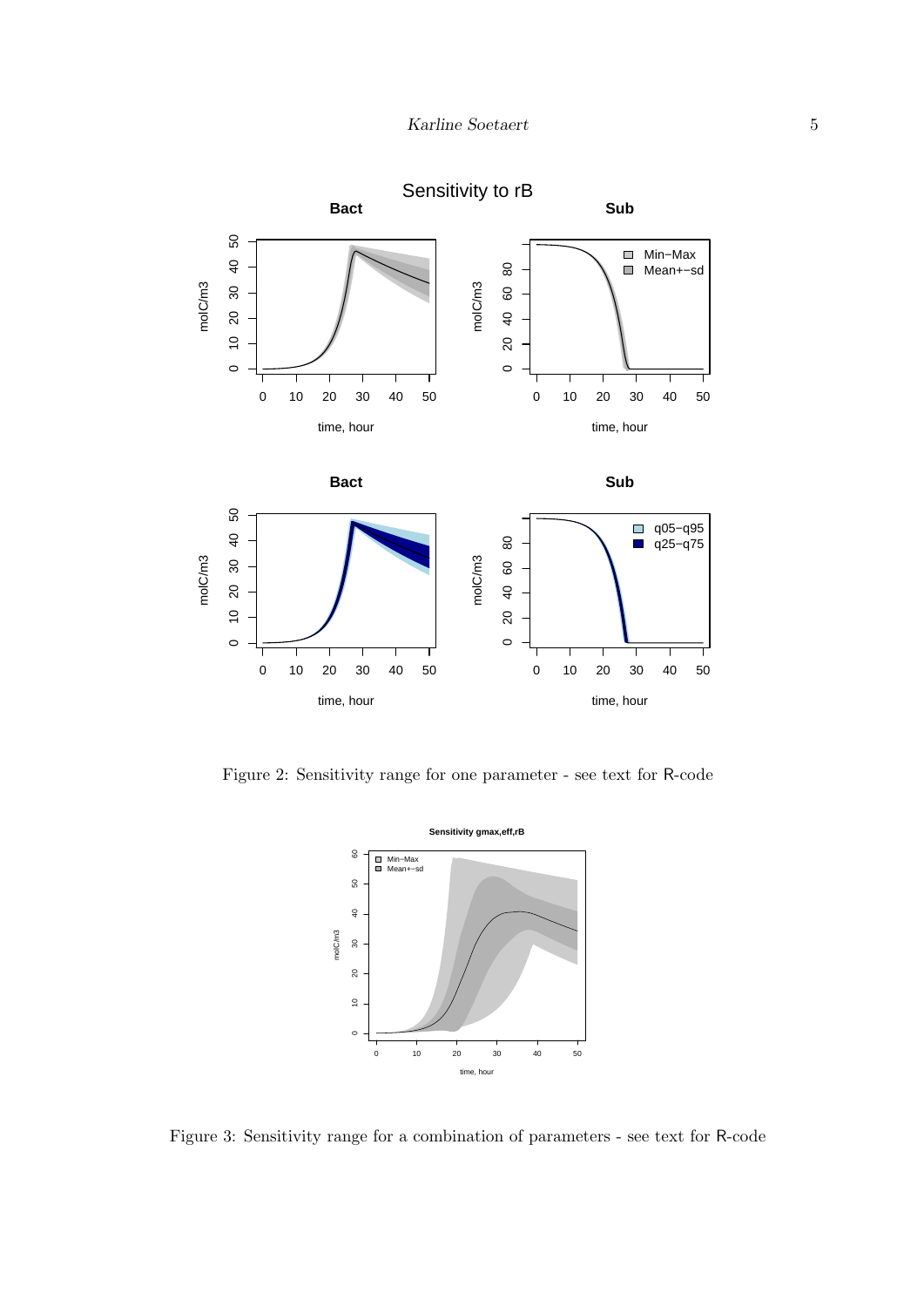Figure 2: Sensitivity range for one parameter - see text for R-code

Figure 3: Sensitivity range for a combination of parameters - see text for R-code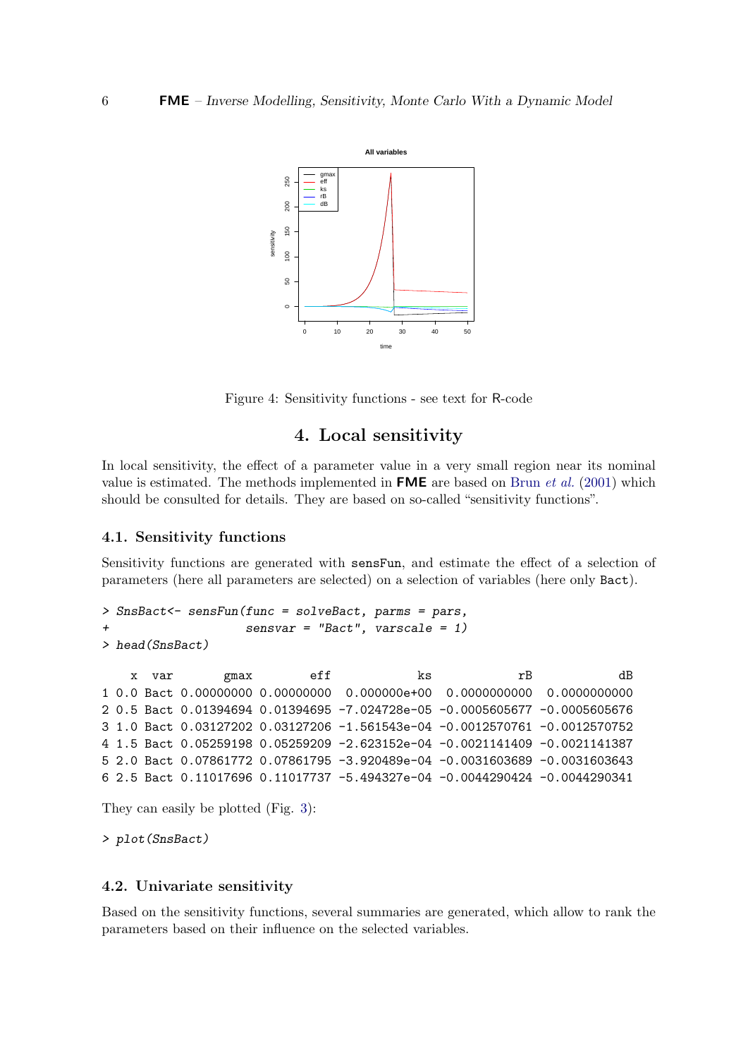Figure 4: Sensitivity functions - see text for R-code

## 4. Local sensitivity

In local sensitivity, the effect of a parameter value in a very small region near its nominal value is estimated. The methods implemented in **FME** are based on Brun *et al.* (2001) which should be consulted for details. They are based on so-called "sensitivity functions".

### 4.1. Sensitivity functions

Sensitivity functions are generated with `sensFun`, and estimate the effect of a selection of parameters (here all parameters are selected) on a selection of variables (here only `Bact`).

```
> SnsBact<- sensFun(func = solveBact, parms = pars,
+                   sensvar = "Bact", varscale = 1)
> head(SnsBact)

    x  var       gmax        eff            ks            rB            dB
1 0.0 Bact 0.00000000 0.00000000  0.000000e+00  0.0000000000  0.0000000000
2 0.5 Bact 0.01394694 0.01394695 -7.024728e-05 -0.0005605677 -0.0005605676
3 1.0 Bact 0.03127202 0.03127206 -1.561543e-04 -0.0012570761 -0.0012570752
4 1.5 Bact 0.05259198 0.05259209 -2.623152e-04 -0.0021141409 -0.0021141387
5 2.0 Bact 0.07861772 0.07861795 -3.920489e-04 -0.0031603689 -0.0031603643
6 2.5 Bact 0.11017696 0.11017737 -5.494327e-04 -0.0044290424 -0.0044290341
```

They can easily be plotted (Fig. 3):

```
> plot(SnsBact)
```

### 4.2. Univariate sensitivity

Based on the sensitivity functions, several summaries are generated, which allow to rank the parameters based on their influence on the selected variables.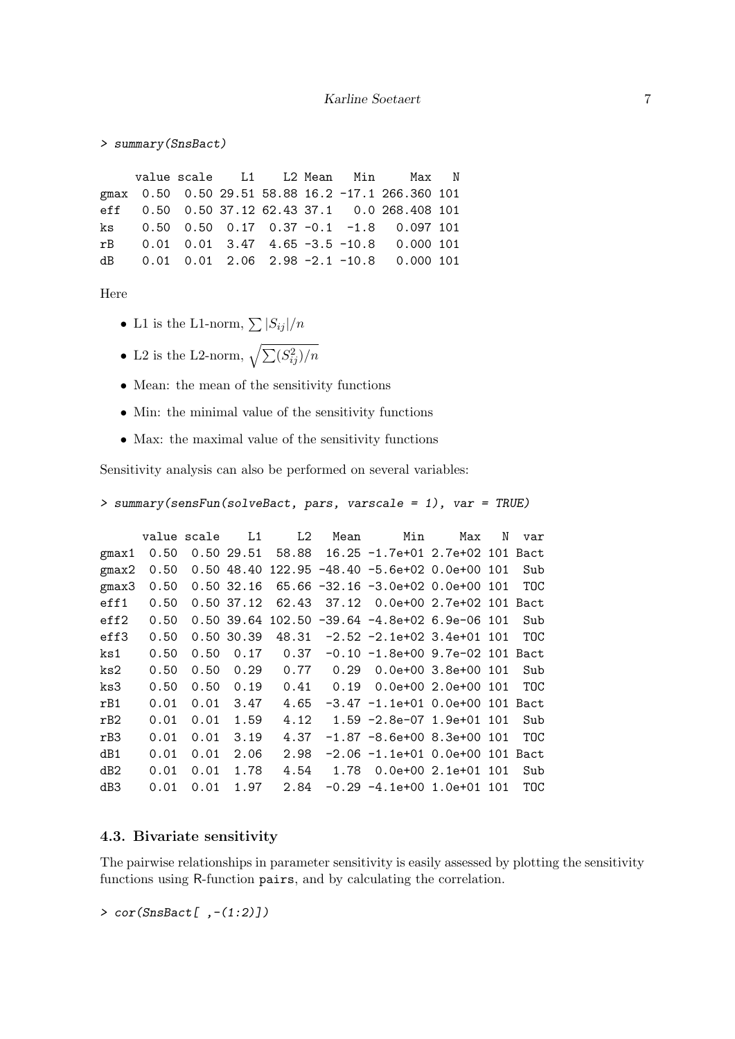```
> summary(SnsBact)

     value scale    L1    L2 Mean   Min     Max   N
gmax  0.50  0.50 29.51 58.88 16.2 -17.1 266.360 101
eff   0.50  0.50 37.12 62.43 37.1   0.0 268.408 101
ks    0.50  0.50  0.17  0.37 -0.1  -1.8   0.097 101
rB    0.01  0.01  3.47  4.65 -3.5 -10.8   0.000 101
dB    0.01  0.01  2.06  2.98 -2.1 -10.8   0.000 101
```

Here

- L1 is the L1-norm, $\sum |S_{ij}|/n$
- L2 is the L2-norm, $\sqrt{\sum (S_{ij}^2)/n}$
- Mean: the mean of the sensitivity functions
- Min: the minimal value of the sensitivity functions
- Max: the maximal value of the sensitivity functions

Sensitivity analysis can also be performed on several variables:

```
> summary(sensFun(solveBact, pars, varscale = 1), var = TRUE)

      value scale    L1     L2   Mean      Min     Max   N  var
gmax1  0.50  0.50 29.51  58.88  16.25 -1.7e+01 2.7e+02 101 Bact
gmax2  0.50  0.50 48.40 122.95 -48.40 -5.6e+02 0.0e+00 101  Sub
gmax3  0.50  0.50 32.16  65.66 -32.16 -3.0e+02 0.0e+00 101  TOC
eff1   0.50  0.50 37.12  62.43  37.12  0.0e+00 2.7e+02 101 Bact
eff2   0.50  0.50 39.64 102.50 -39.64 -4.8e+02 6.9e-06 101  Sub
eff3   0.50  0.50 30.39  48.31  -2.52 -2.1e+02 3.4e+01 101  TOC
ks1    0.50  0.50  0.17   0.37  -0.10 -1.8e+00 9.7e-02 101 Bact
ks2    0.50  0.50  0.29   0.77   0.29  0.0e+00 3.8e+00 101  Sub
ks3    0.50  0.50  0.19   0.41   0.19  0.0e+00 2.0e+00 101  TOC
rB1    0.01  0.01  3.47   4.65  -3.47 -1.1e+01 0.0e+00 101 Bact
rB2    0.01  0.01  1.59   4.12   1.59 -2.8e-07 1.9e+01 101  Sub
rB3    0.01  0.01  3.19   4.37  -1.87 -8.6e+00 8.3e+00 101  TOC
dB1    0.01  0.01  2.06   2.98  -2.06 -1.1e+01 0.0e+00 101 Bact
dB2    0.01  0.01  1.78   4.54   1.78  0.0e+00 2.1e+01 101  Sub
dB3    0.01  0.01  1.97   2.84  -0.29 -4.1e+00 1.0e+01 101  TOC
```

### 4.3. Bivariate sensitivity

The pairwise relationships in parameter sensitivity is easily assessed by plotting the sensitivity functions using R-function `pairs`, and by calculating the correlation.

```
> cor(SnsBact[ ,-(1:2)])
```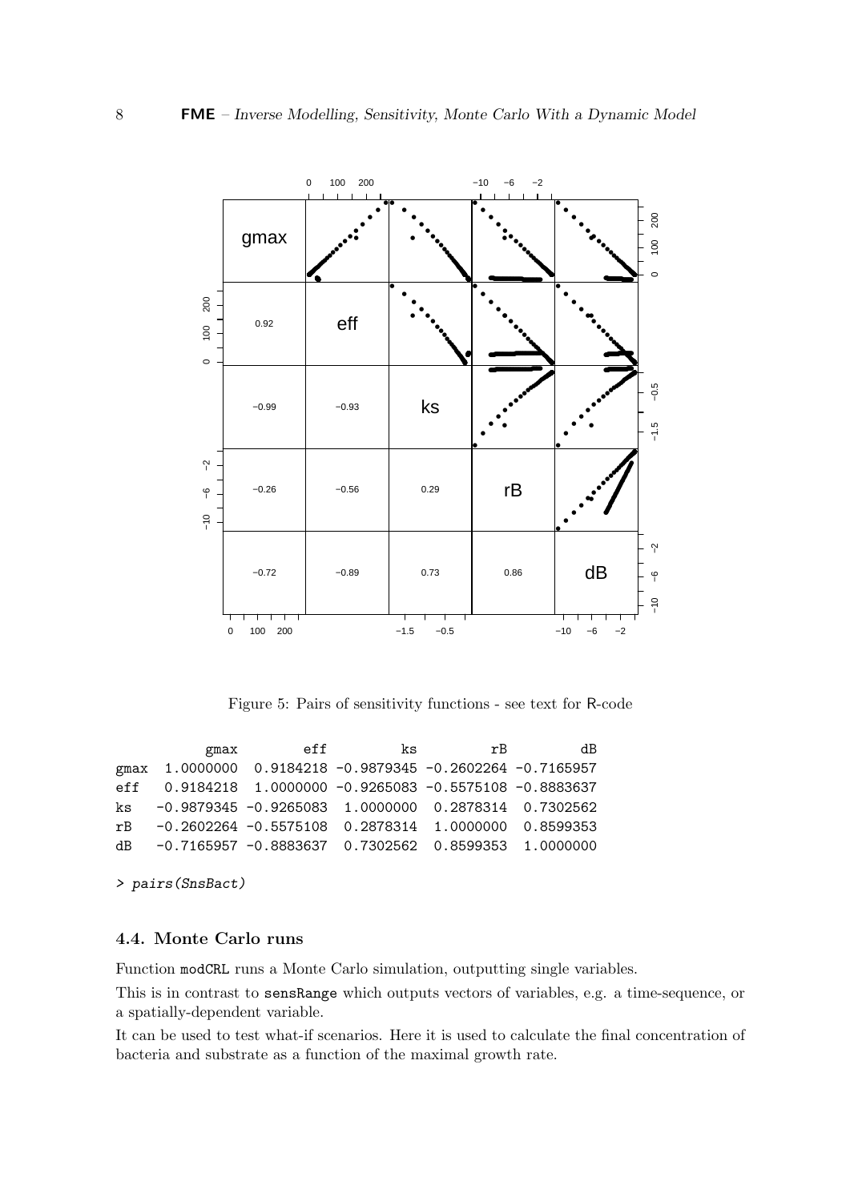Figure 5: Pairs of sensitivity functions - see text for R-code

```
           gmax        eff         ks         rB         dB
gmax  1.0000000  0.9184218 -0.9879345 -0.2602264 -0.7165957
eff   0.9184218  1.0000000 -0.9265083 -0.5575108 -0.8883637
ks   -0.9879345 -0.9265083  1.0000000  0.2878314  0.7302562
rB   -0.2602264 -0.5575108  0.2878314  1.0000000  0.8599353
dB   -0.7165957 -0.8883637  0.7302562  0.8599353  1.0000000
```

```
> pairs(SnsBact)
```

### 4.4. Monte Carlo runs

Function `modCRL` runs a Monte Carlo simulation, outputting single variables.

This is in contrast to `sensRange` which outputs vectors of variables, e.g. a time-sequence, or a spatially-dependent variable.

It can be used to test what-if scenarios. Here it is used to calculate the final concentration of bacteria and substrate as a function of the maximal growth rate.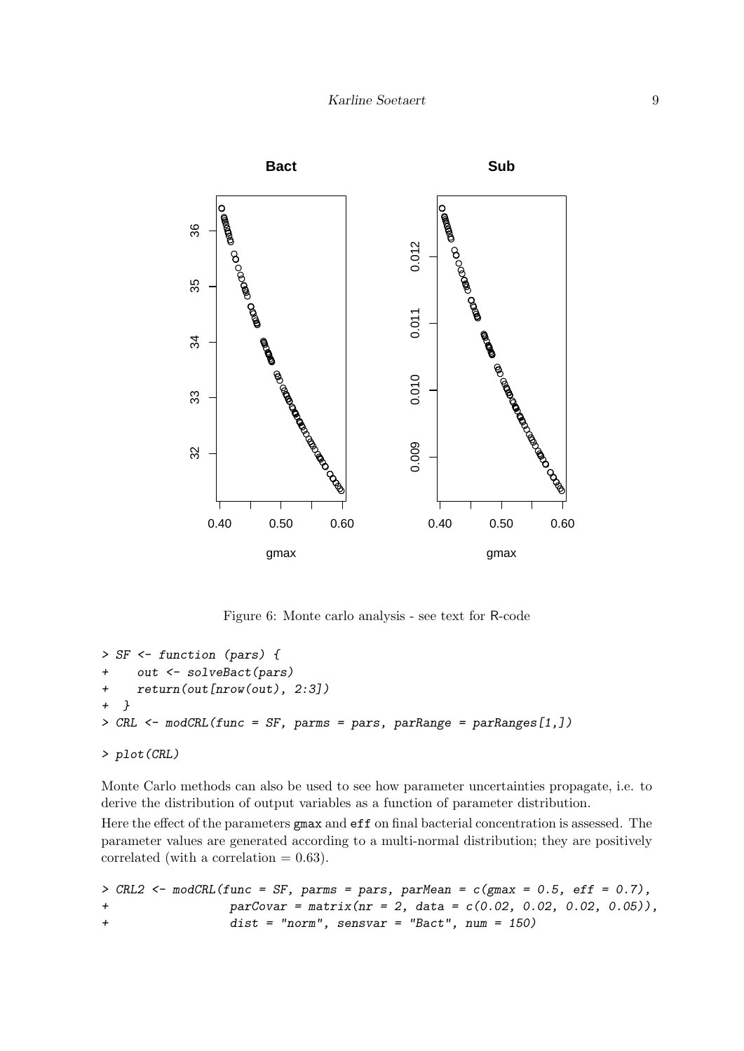Figure 6: Monte carlo analysis - see text for R-code

```
> SF <- function (pars) {
+    out <- solveBact(pars)
+    return(out[nrow(out), 2:3])
+  }
> CRL <- modCRL(func = SF, parms = pars, parRange = parRanges[1,])

> plot(CRL)
```

Monte Carlo methods can also be used to see how parameter uncertainties propagate, i.e. to derive the distribution of output variables as a function of parameter distribution.

Here the effect of the parameters gmax and eff on final bacterial concentration is assessed. The parameter values are generated according to a multi-normal distribution; they are positively correlated (with a correlation = 0.63).

```
> CRL2 <- modCRL(func = SF, parms = pars, parMean = c(gmax = 0.5, eff = 0.7),
+                parCovar = matrix(nr = 2, data = c(0.02, 0.02, 0.02, 0.05)),
+                dist = "norm", sensvar = "Bact", num = 150)
```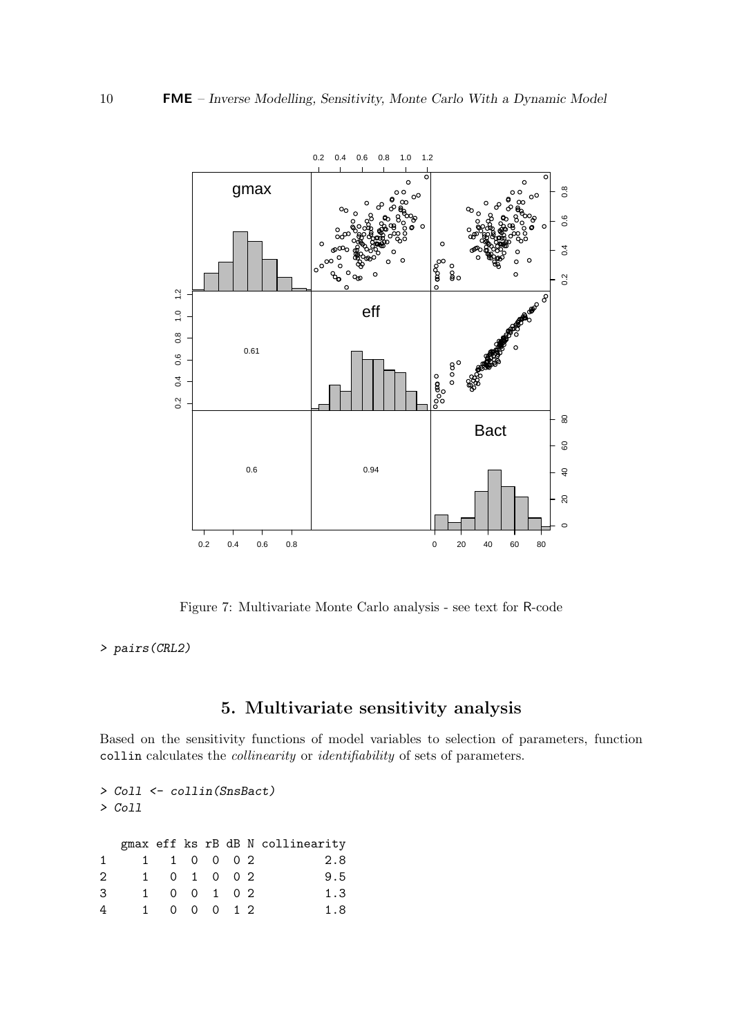Figure 7: Multivariate Monte Carlo analysis - see text for R-code

```
> pairs(CRL2)
```

## 5. Multivariate sensitivity analysis

Based on the sensitivity functions of model variables to selection of parameters, function `collin` calculates the *collinearity* or *identifiability* of sets of parameters.

```
> Coll <- collin(SnsBact)
> Coll

  gmax eff ks rB dB N collinearity
1    1   1  0  0  0 2          2.8
2    1   0  1  0  0 2          9.5
3    1   0  0  1  0 2          1.3
4    1   0  0  0  1 2          1.8
```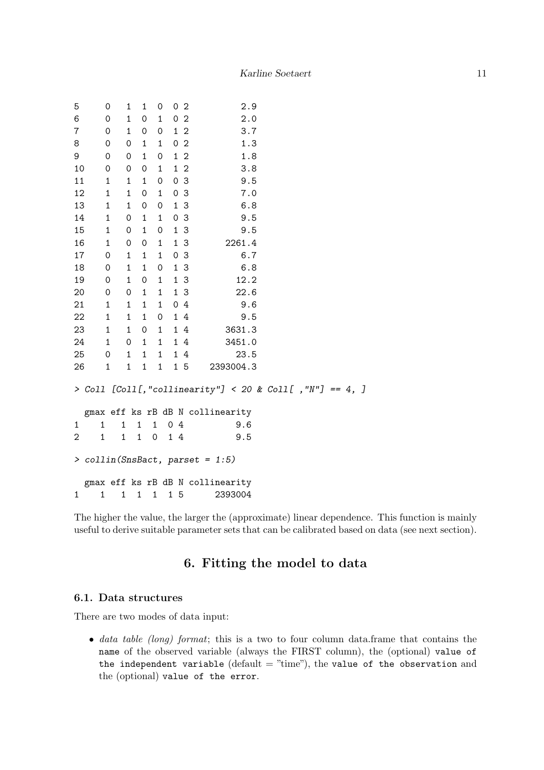```
5      0   1  1  0  0 2          2.9
6      0   1  0  1  0 2          2.0
7      0   1  0  0  1 2          3.7
8      0   0  1  1  0 2          1.3
9      0   0  1  0  1 2          1.8
10     0   0  0  1  1 2          3.8
11     1   1  1  0  0 3          9.5
12     1   1  0  1  0 3          7.0
13     1   1  0  0  1 3          6.8
14     1   0  1  1  0 3          9.5
15     1   0  1  0  1 3          9.5
16     1   0  0  1  1 3       2261.4
17     0   1  1  1  0 3          6.7
18     0   1  1  0  1 3          6.8
19     0   1  0  1  1 3         12.2
20     0   0  1  1  1 3         22.6
21     1   1  1  1  0 4          9.6
22     1   1  1  0  1 4          9.5
23     1   1  0  1  1 4       3631.3
24     1   0  1  1  1 4       3451.0
25     0   1  1  1  1 4         23.5
26     1   1  1  1  1 5    2393004.3

> Coll [Coll[,"collinearity"] < 20 & Coll[ ,"N"] == 4, ]

  gmax eff ks rB dB N collinearity
1    1   1  1  1  0 4          9.6
2    1   1  1  0  1 4          9.5

> collin(SnsBact, parset = 1:5)

  gmax eff ks rB dB N collinearity
1    1   1  1  1  1 5      2393004
```

The higher the value, the larger the (approximate) linear dependence. This function is mainly useful to derive suitable parameter sets that can be calibrated based on data (see next section).

# 6. Fitting the model to data

## 6.1. Data structures

There are two modes of data input:

- *data table (long) format*; this is a two to four column data.frame that contains the `name` of the observed variable (always the FIRST column), the (optional) `value of the independent variable` (default = "time"), the `value of the observation` and the (optional) `value of the error`.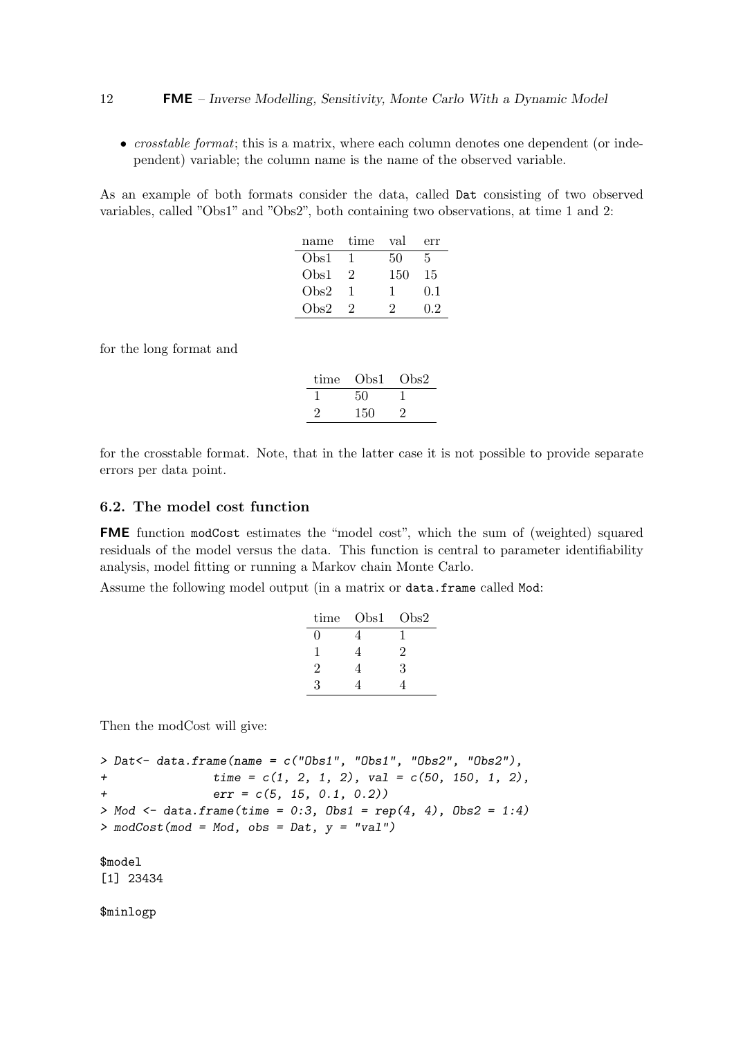- *crosstable format*; this is a matrix, where each column denotes one dependent (or independent) variable; the column name is the name of the observed variable.

As an example of both formats consider the data, called `Dat` consisting of two observed variables, called "Obs1" and "Obs2", both containing two observations, at time 1 and 2:

| name | time | val | err |
|---|---|---|---|
| Obs1 | 1 | 50 | 5 |
| Obs1 | 2 | 150 | 15 |
| Obs2 | 1 | 1 | 0.1 |
| Obs2 | 2 | 2 | 0.2 |

for the long format and

| time | Obs1 | Obs2 |
|---|---|---|
| 1 | 50 | 1 |
| 2 | 150 | 2 |

for the crosstable format. Note, that in the latter case it is not possible to provide separate errors per data point.

### 6.2. The model cost function

**FME** function `modCost` estimates the "model cost", which the sum of (weighted) squared residuals of the model versus the data. This function is central to parameter identifiability analysis, model fitting or running a Markov chain Monte Carlo.

Assume the following model output (in a matrix or `data.frame` called `Mod`:

| time | Obs1 | Obs2 |
|---|---|---|
| 0 | 4 | 1 |
| 1 | 4 | 2 |
| 2 | 4 | 3 |
| 3 | 4 | 4 |

Then the modCost will give:

```
> Dat<- data.frame(name = c("Obs1", "Obs1", "Obs2", "Obs2"),
+               time = c(1, 2, 1, 2), val = c(50, 150, 1, 2),
+               err = c(5, 15, 0.1, 0.2))
> Mod <- data.frame(time = 0:3, Obs1 = rep(4, 4), Obs2 = 1:4)
> modCost(mod = Mod, obs = Dat, y = "val")

$model
[1] 23434

$minlogp
```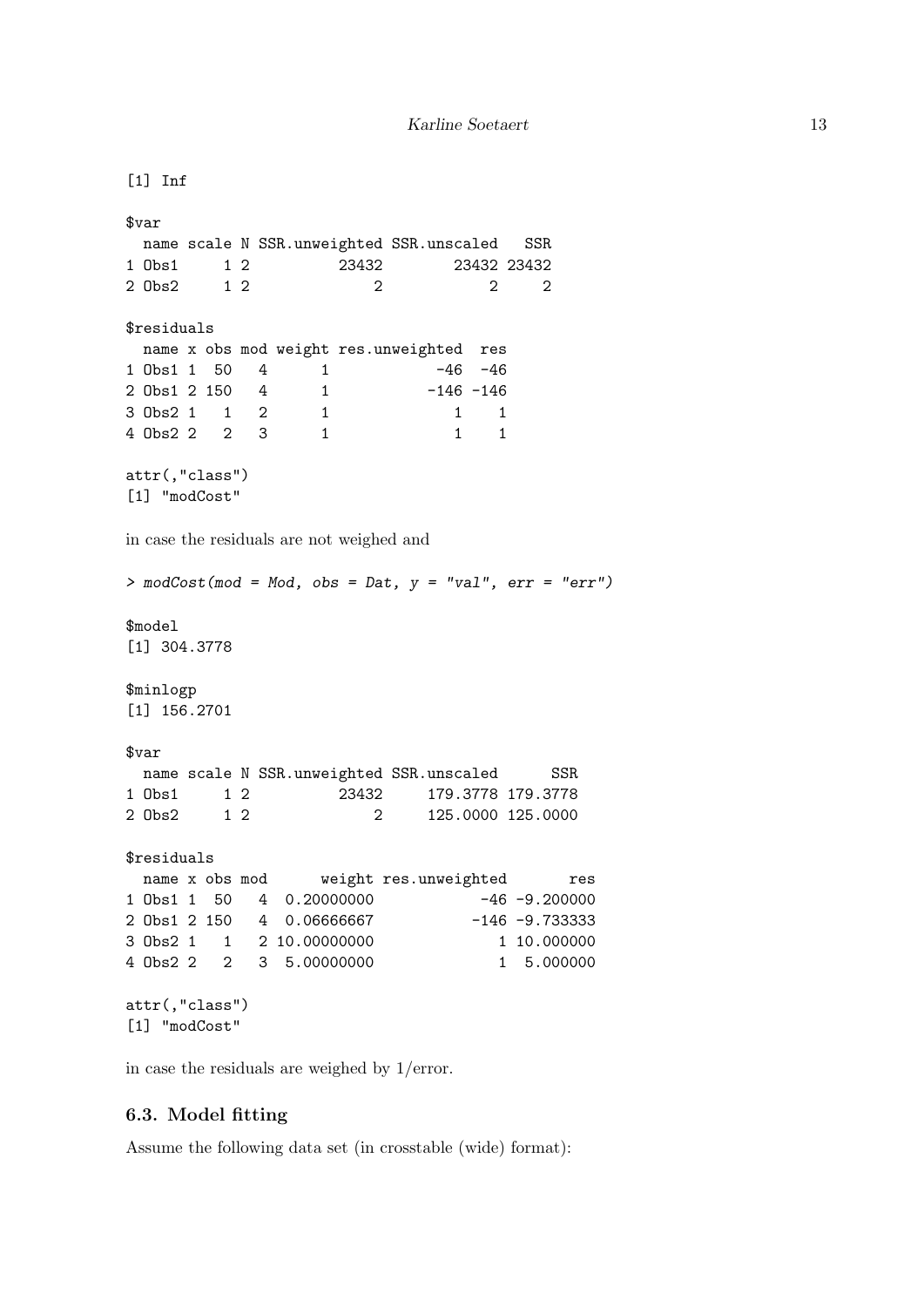```
[1] Inf

$var
  name scale N SSR.unweighted SSR.unscaled   SSR
1 Obs1     1 2          23432        23432 23432
2 Obs2     1 2              2            2     2

$residuals
  name x obs mod weight res.unweighted  res
1 Obs1 1  50   4      1            -46  -46
2 Obs1 2 150   4      1           -146 -146
3 Obs2 1   1   2      1              1    1
4 Obs2 2   2   3      1              1    1

attr(,"class")
[1] "modCost"
```

in case the residuals are not weighed and

```
> modCost(mod = Mod, obs = Dat, y = "val", err = "err")

$model
[1] 304.3778

$minlogp
[1] 156.2701

$var
  name scale N SSR.unweighted SSR.unscaled      SSR
1 Obs1     1 2          23432     179.3778 179.3778
2 Obs2     1 2              2     125.0000 125.0000

$residuals
  name x obs mod      weight res.unweighted       res
1 Obs1 1  50   4  0.20000000            -46 -9.200000
2 Obs1 2 150   4  0.06666667           -146 -9.733333
3 Obs2 1   1   2 10.00000000              1 10.000000
4 Obs2 2   2   3  5.00000000              1  5.000000

attr(,"class")
[1] "modCost"
```

in case the residuals are weighed by 1/error.

### 6.3. Model fitting

Assume the following data set (in crosstable (wide) format):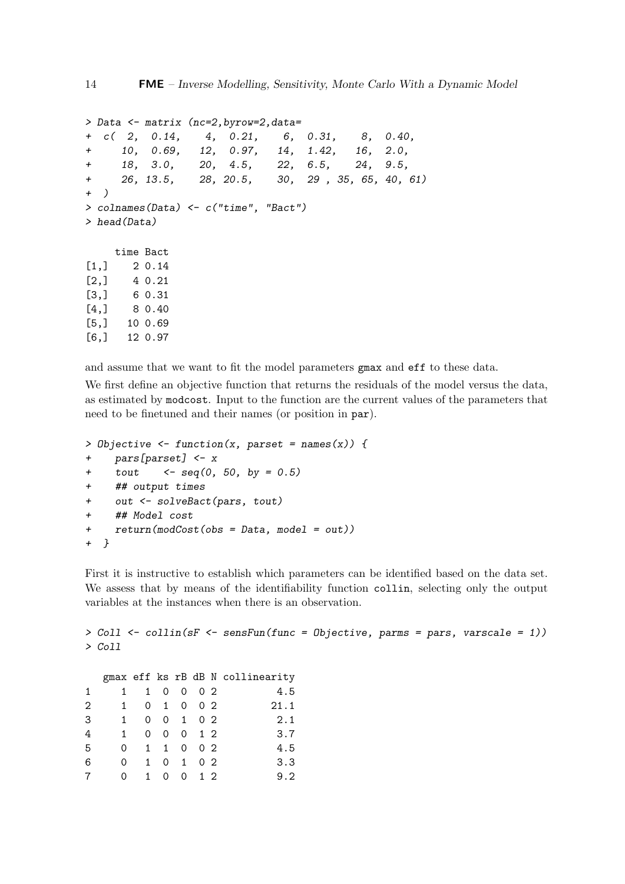```
> Data <- matrix (nc=2,byrow=2,data=
+  c( 2,  0.14,    4,  0.21,    6,  0.31,    8,  0.40,
+     10,  0.69,   12,  0.97,   14,  1.42,   16,  2.0,
+     18,  3.0,    20,  4.5,    22,  6.5,    24,  9.5,
+     26, 13.5,    28, 20.5,    30,  29 , 35, 65, 40, 61)
+  )
> colnames(Data) <- c("time", "Bact")
> head(Data)

     time Bact
[1,]    2 0.14
[2,]    4 0.21
[3,]    6 0.31
[4,]    8 0.40
[5,]   10 0.69
[6,]   12 0.97
```

and assume that we want to fit the model parameters `gmax` and `eff` to these data.

We first define an objective function that returns the residuals of the model versus the data, as estimated by `modcost`. Input to the function are the current values of the parameters that need to be finetuned and their names (or position in `par`).

```
> Objective <- function(x, parset = names(x)) {
+    pars[parset] <- x
+    tout    <- seq(0, 50, by = 0.5)
+    ## output times
+    out <- solveBact(pars, tout)
+    ## Model cost
+    return(modCost(obs = Data, model = out))
+  }
```

First it is instructive to establish which parameters can be identified based on the data set. We assess that by means of the identifiability function `collin`, selecting only the output variables at the instances when there is an observation.

```
> Coll <- collin(sF <- sensFun(func = Objective, parms = pars, varscale = 1))
> Coll

  gmax eff ks rB dB N collinearity
1    1   1  0  0  0 2          4.5
2    1   0  1  0  0 2         21.1
3    1   0  0  1  0 2          2.1
4    1   0  0  0  1 2          3.7
5    0   1  1  0  0 2          4.5
6    0   1  0  1  0 2          3.3
7    0   1  0  0  1 2          9.2
```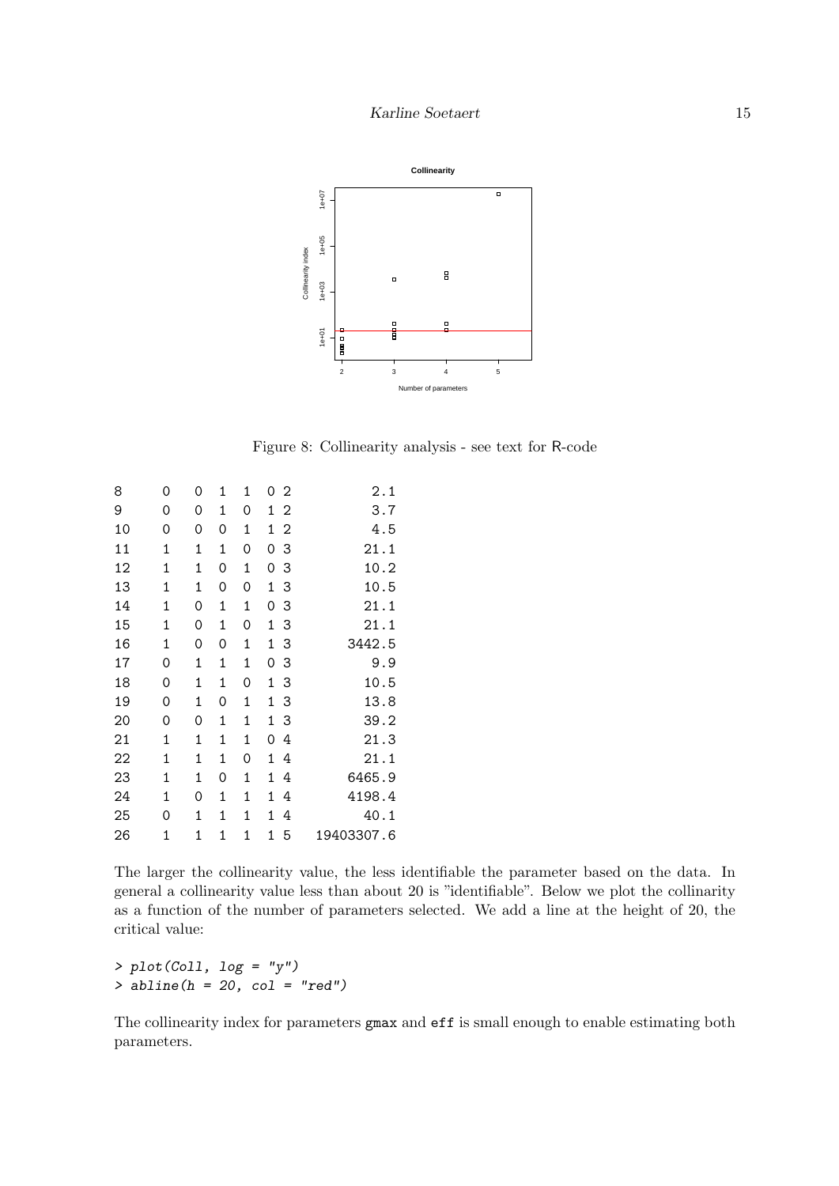Figure 8: Collinearity analysis - see text for R-code

```
8     0   0   1   1   0 2          2.1
9     0   0   1   0   1 2          3.7
10    0   0   0   1   1 2          4.5
11    1   1   1   0   0 3         21.1
12    1   1   0   1   0 3         10.2
13    1   1   0   0   1 3         10.5
14    1   0   1   1   0 3         21.1
15    1   0   1   0   1 3         21.1
16    1   0   0   1   1 3       3442.5
17    0   1   1   1   0 3          9.9
18    0   1   1   0   1 3         10.5
19    0   1   0   1   1 3         13.8
20    0   0   1   1   1 3         39.2
21    1   1   1   1   0 4         21.3
22    1   1   1   0   1 4         21.1
23    1   1   0   1   1 4       6465.9
24    1   0   1   1   1 4       4198.4
25    0   1   1   1   1 4         40.1
26    1   1   1   1   1 5   19403307.6
```

The larger the collinearity value, the less identifiable the parameter based on the data. In general a collinearity value less than about 20 is "identifiable". Below we plot the collinarity as a function of the number of parameters selected. We add a line at the height of 20, the critical value:

```
> plot(Coll, log = "y")
> abline(h = 20, col = "red")
```

The collinearity index for parameters `gmax` and `eff` is small enough to enable estimating both parameters.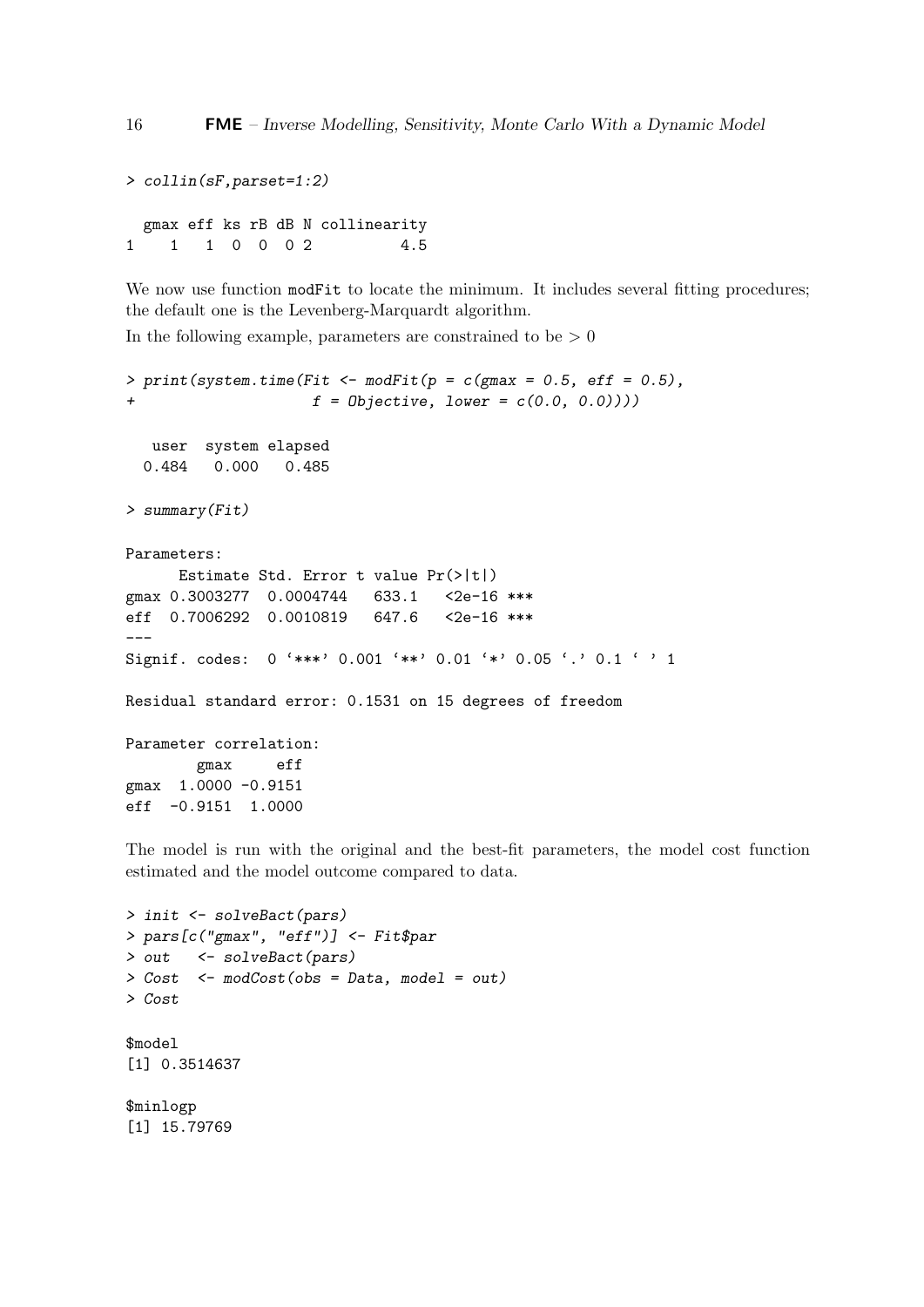```
> collin(sF,parset=1:2)

  gmax eff ks rB dB N collinearity
1    1   1  0  0  0 2          4.5
```

We now use function `modFit` to locate the minimum. It includes several fitting procedures; the default one is the Levenberg-Marquardt algorithm.

In the following example, parameters are constrained to be $> 0$

```
> print(system.time(Fit <- modFit(p = c(gmax = 0.5, eff = 0.5),
+                   f = Objective, lower = c(0.0, 0.0))))

   user  system elapsed
  0.484   0.000   0.485

> summary(Fit)

Parameters:
      Estimate Std. Error t value Pr(>|t|)
gmax 0.3003277  0.0004744   633.1   <2e-16 ***
eff  0.7006292  0.0010819   647.6   <2e-16 ***
---
Signif. codes:  0 '***' 0.001 '**' 0.01 '*' 0.05 '.' 0.1 ' ' 1

Residual standard error: 0.1531 on 15 degrees of freedom

Parameter correlation:
        gmax     eff
gmax  1.0000 -0.9151
eff  -0.9151  1.0000
```

The model is run with the original and the best-fit parameters, the model cost function estimated and the model outcome compared to data.

```
> init <- solveBact(pars)
> pars[c("gmax", "eff")] <- Fit$par
> out   <- solveBact(pars)
> Cost  <- modCost(obs = Data, model = out)
> Cost

$model
[1] 0.3514637

$minlogp
[1] 15.79769
```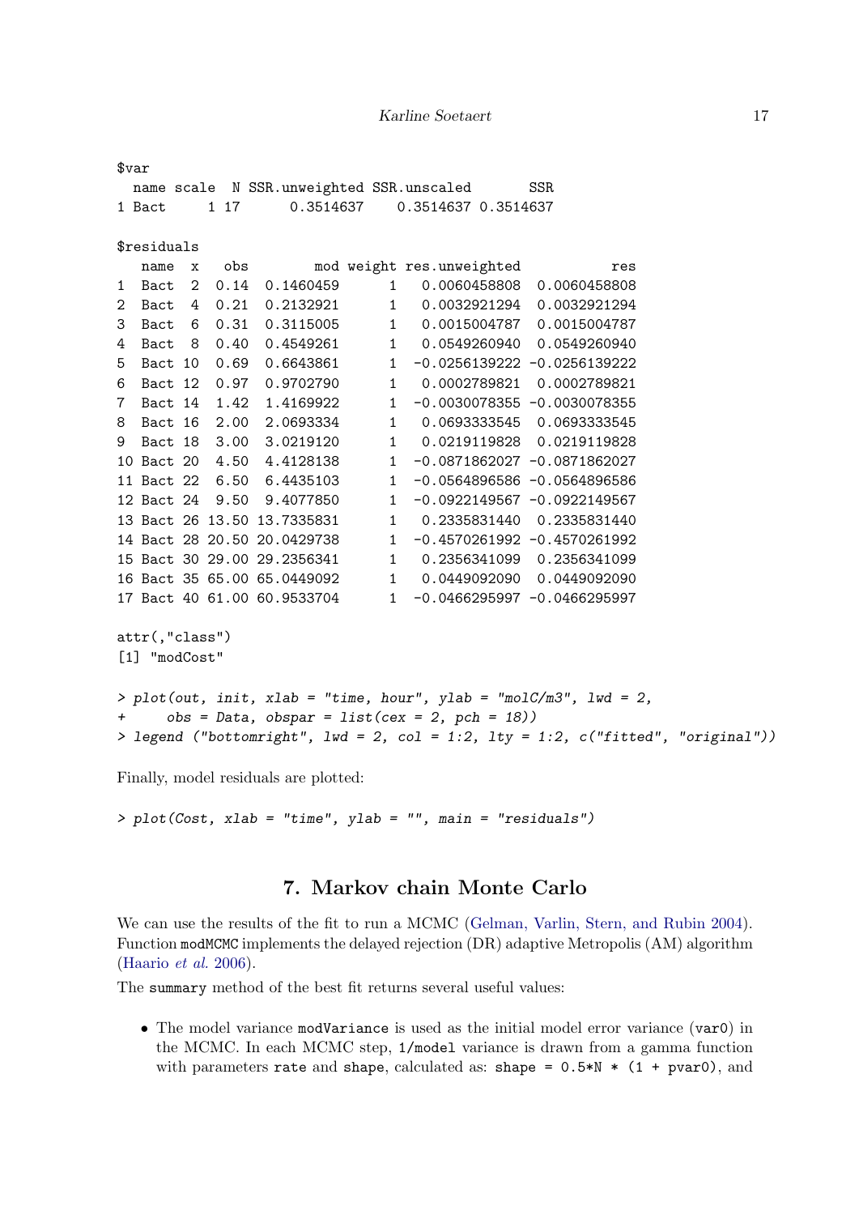```
$var
  name scale  N SSR.unweighted SSR.unscaled       SSR
1 Bact     1 17      0.3514637    0.3514637 0.3514637

$residuals
   name  x   obs        mod weight res.unweighted           res
1  Bact  2  0.14  0.1460459      1   0.0060458808  0.0060458808
2  Bact  4  0.21  0.2132921      1   0.0032921294  0.0032921294
3  Bact  6  0.31  0.3115005      1   0.0015004787  0.0015004787
4  Bact  8  0.40  0.4549261      1   0.0549260940  0.0549260940
5  Bact 10  0.69  0.6643861      1  -0.0256139222 -0.0256139222
6  Bact 12  0.97  0.9702790      1   0.0002789821  0.0002789821
7  Bact 14  1.42  1.4169922      1  -0.0030078355 -0.0030078355
8  Bact 16  2.00  2.0693334      1   0.0693333545  0.0693333545
9  Bact 18  3.00  3.0219120      1   0.0219119828  0.0219119828
10 Bact 20  4.50  4.4128138      1  -0.0871862027 -0.0871862027
11 Bact 22  6.50  6.4435103      1  -0.0564896586 -0.0564896586
12 Bact 24  9.50  9.4077850      1  -0.0922149567 -0.0922149567
13 Bact 26 13.50 13.7335831      1   0.2335831440  0.2335831440
14 Bact 28 20.50 20.0429738      1  -0.4570261992 -0.4570261992
15 Bact 30 29.00 29.2356341      1   0.2356341099  0.2356341099
16 Bact 35 65.00 65.0449092      1   0.0449092090  0.0449092090
17 Bact 40 61.00 60.9533704      1  -0.0466295997 -0.0466295997

attr(,"class")
[1] "modCost"
```

```
> plot(out, init, xlab = "time, hour", ylab = "molC/m3", lwd = 2,
+      obs = Data, obspar = list(cex = 2, pch = 18))
> legend ("bottomright", lwd = 2, col = 1:2, lty = 1:2, c("fitted", "original"))
```

Finally, model residuals are plotted:

```
> plot(Cost, xlab = "time", ylab = "", main = "residuals")
```

## 7. Markov chain Monte Carlo

We can use the results of the fit to run a MCMC (Gelman, Varlin, Stern, and Rubin 2004). Function `modMCMC` implements the delayed rejection (DR) adaptive Metropolis (AM) algorithm (Haario *et al.* 2006).

The `summary` method of the best fit returns several useful values:

- The model variance `modVariance` is used as the initial model error variance (`var0`) in the MCMC. In each MCMC step, `1/model` variance is drawn from a gamma function with parameters `rate` and `shape`, calculated as: `shape = 0.5*N * (1 + pvar0)`, and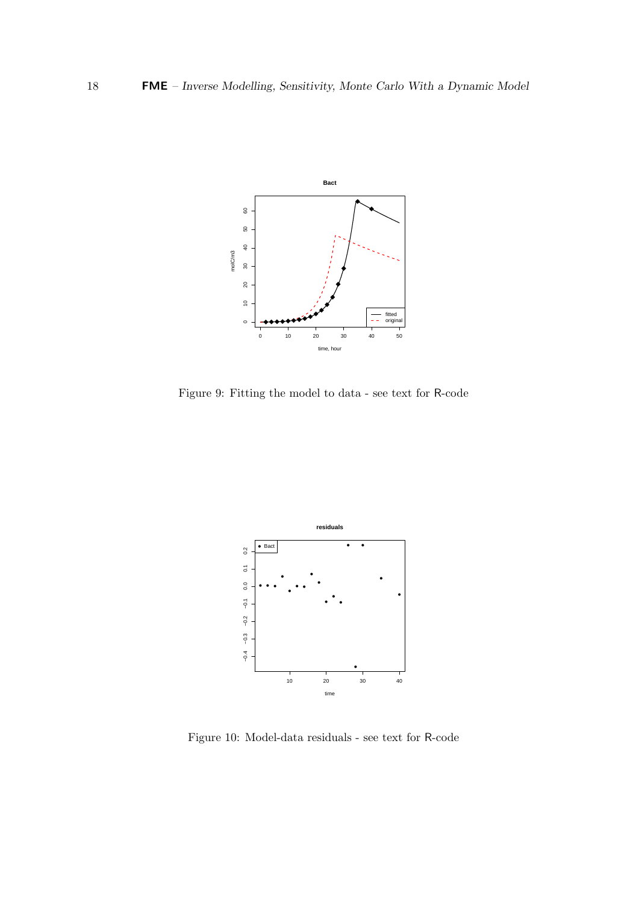Figure 9: Fitting the model to data - see text for R-code

Figure 10: Model-data residuals - see text for R-code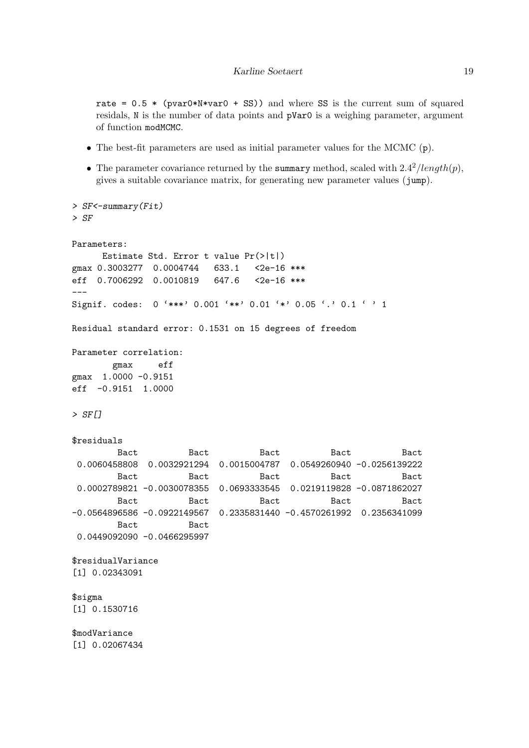rate = 0.5 * (pvar0*N*var0 + SS)) and where SS is the current sum of squared residals, N is the number of data points and pVar0 is a weighing parameter, argument of function modMCMC.

- The best-fit parameters are used as initial parameter values for the MCMC (p).
- The parameter covariance returned by the summary method, scaled with $2.4^2/length(p)$, gives a suitable covariance matrix, for generating new parameter values (jump).

```
> SF<-summary(Fit)
> SF

Parameters:
      Estimate Std. Error t value Pr(>|t|)
gmax 0.3003277  0.0004744   633.1   <2e-16 ***
eff  0.7006292  0.0010819   647.6   <2e-16 ***
---
Signif. codes:  0 '***' 0.001 '**' 0.01 '*' 0.05 '.' 0.1 ' ' 1

Residual standard error: 0.1531 on 15 degrees of freedom

Parameter correlation:
        gmax     eff
gmax  1.0000 -0.9151
eff  -0.9151  1.0000

> SF[]

$residuals
         Bact          Bact          Bact          Bact          Bact 
 0.0060458808  0.0032921294  0.0015004787  0.0549260940 -0.0256139222 
         Bact          Bact          Bact          Bact          Bact 
 0.0002789821 -0.0030078355  0.0693333545  0.0219119828 -0.0871862027 
         Bact          Bact          Bact          Bact          Bact 
-0.0564896586 -0.0922149567  0.2335831440 -0.4570261992  0.2356341099 
         Bact          Bact 
 0.0449092090 -0.0466295997 

$residualVariance
[1] 0.02343091

$sigma
[1] 0.1530716

$modVariance
[1] 0.02067434
```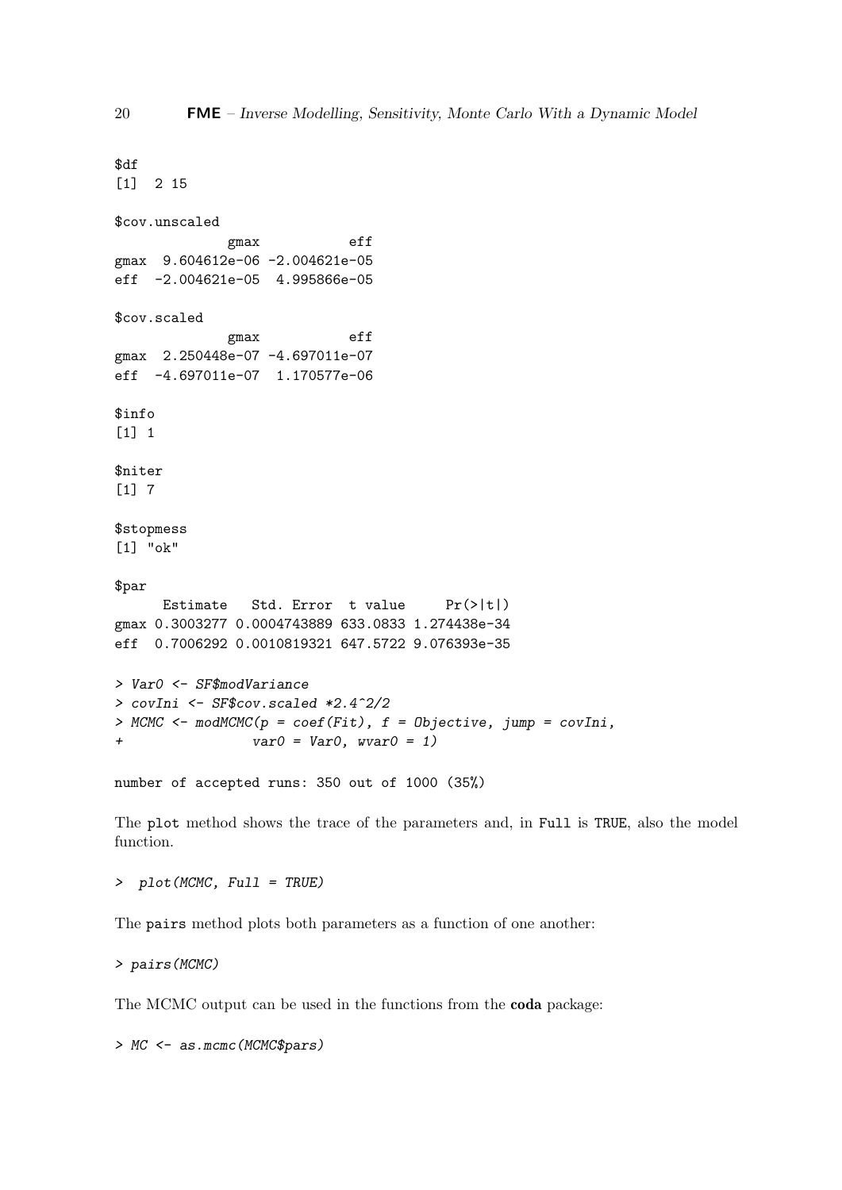```
$df
[1]  2 15

$cov.unscaled
             gmax           eff
gmax  9.604612e-06 -2.004621e-05
eff  -2.004621e-05  4.995866e-05

$cov.scaled
             gmax           eff
gmax  2.250448e-07 -4.697011e-07
eff  -4.697011e-07  1.170577e-06

$info
[1] 1

$niter
[1] 7

$stopmess
[1] "ok"

$par
      Estimate   Std. Error  t value     Pr(>|t|)
gmax 0.3003277 0.0004743889 633.0833 1.274438e-34
eff  0.7006292 0.0010819321 647.5722 9.076393e-35
```

```
> Var0 <- SF$modVariance
> covIni <- SF$cov.scaled *2.4^2/2
> MCMC <- modMCMC(p = coef(Fit), f = Objective, jump = covIni,
+                 var0 = Var0, wvar0 = 1)
```

```
number of accepted runs: 350 out of 1000 (35%)
```

The `plot` method shows the trace of the parameters and, in `Full` is `TRUE`, also the model function.

```
>  plot(MCMC, Full = TRUE)
```

The `pairs` method plots both parameters as a function of one another:

```
> pairs(MCMC)
```

The MCMC output can be used in the functions from the **coda** package:

```
> MC <- as.mcmc(MCMC$pars)
```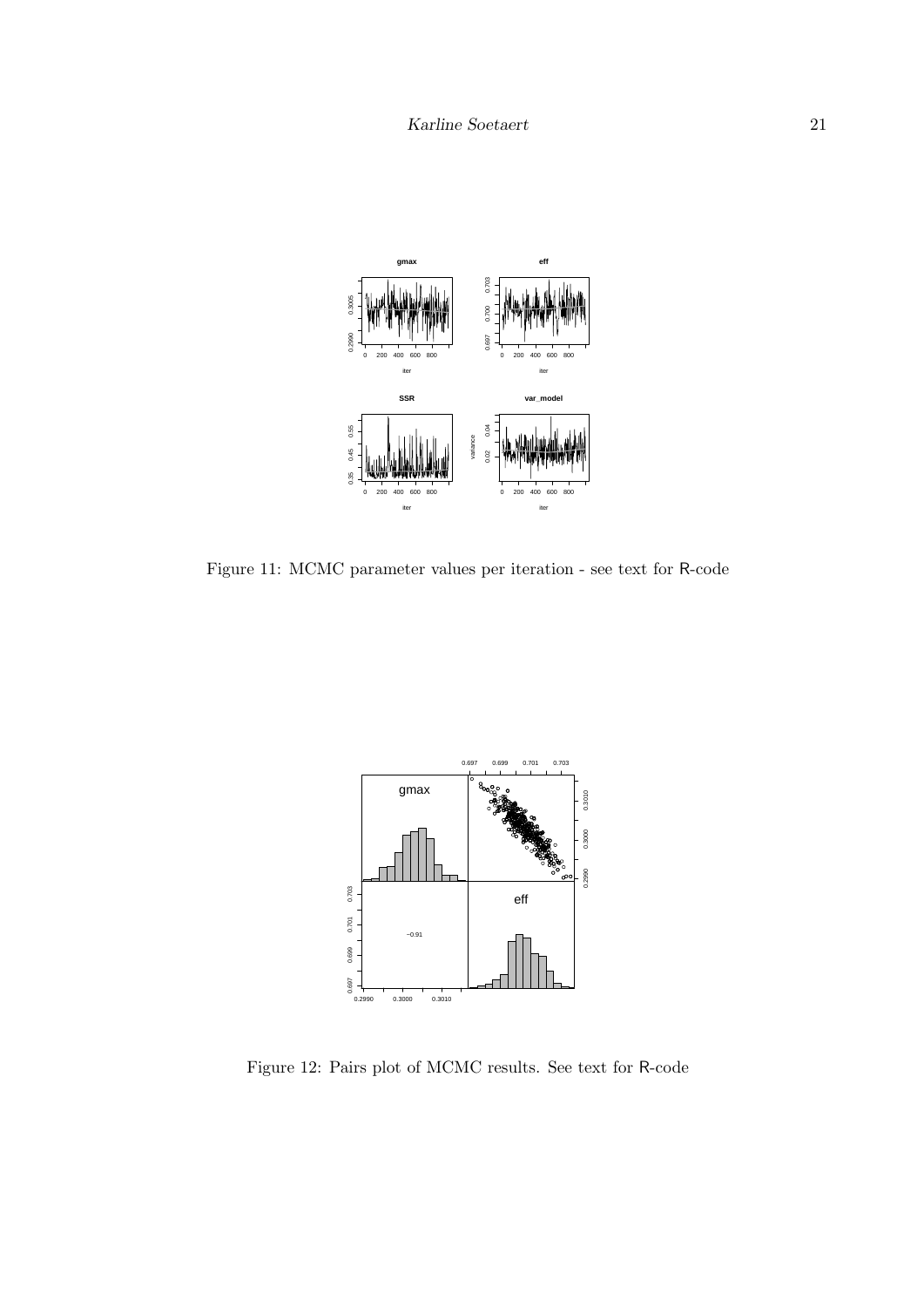Figure 11: MCMC parameter values per iteration - see text for R-code

Figure 12: Pairs plot of MCMC results. See text for R-code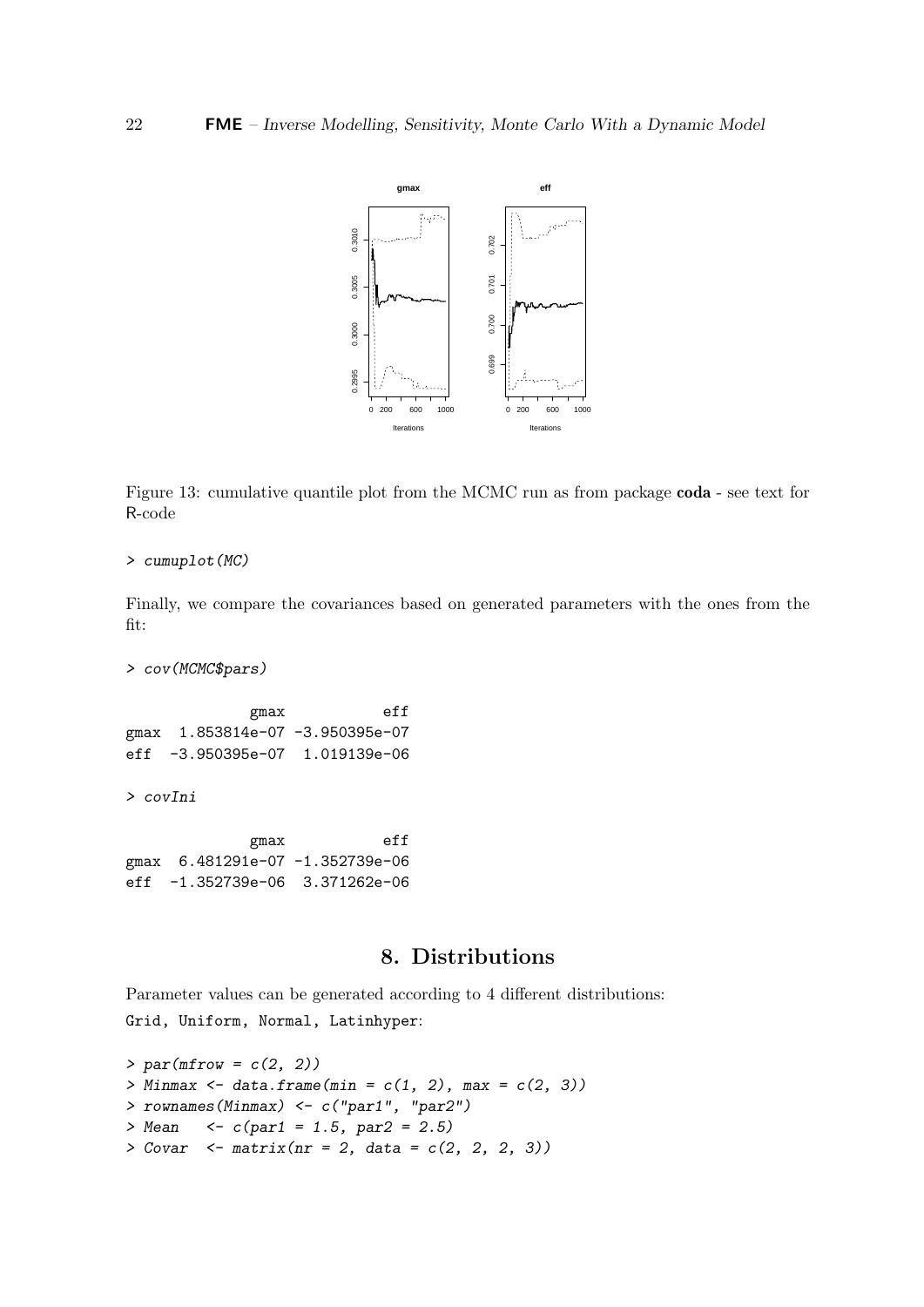Figure 13: cumulative quantile plot from the MCMC run as from package **coda** - see text for R-code

```
> cumuplot(MC)
```

Finally, we compare the covariances based on generated parameters with the ones from the fit:

```
> cov(MCMC$pars)

             gmax           eff
gmax  1.853814e-07 -3.950395e-07
eff  -3.950395e-07  1.019139e-06

> covIni

             gmax           eff
gmax  6.481291e-07 -1.352739e-06
eff  -1.352739e-06  3.371262e-06
```

## 8. Distributions

Parameter values can be generated according to 4 different distributions:
`Grid, Uniform, Normal, Latinhyper`:

```
> par(mfrow = c(2, 2))
> Minmax <- data.frame(min = c(1, 2), max = c(2, 3))
> rownames(Minmax) <- c("par1", "par2")
> Mean   <- c(par1 = 1.5, par2 = 2.5)
> Covar  <- matrix(nr = 2, data = c(2, 2, 2, 3))
```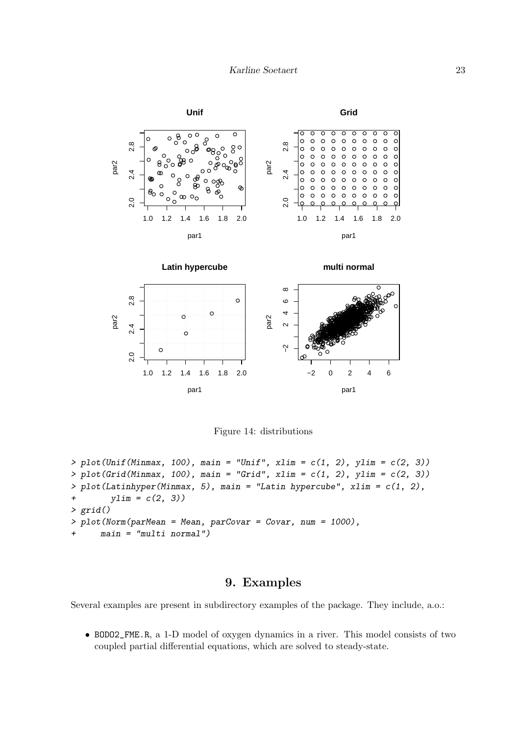Figure 14: distributions

```
> plot(Unif(Minmax, 100), main = "Unif", xlim = c(1, 2), ylim = c(2, 3))
> plot(Grid(Minmax, 100), main = "Grid", xlim = c(1, 2), ylim = c(2, 3))
> plot(Latinhyper(Minmax, 5), main = "Latin hypercube", xlim = c(1, 2),
+       ylim = c(2, 3))
> grid()
> plot(Norm(parMean = Mean, parCovar = Covar, num = 1000),
+     main = "multi normal")
```

# 9. Examples

Several examples are present in subdirectory examples of the package. They include, a.o.:

- BOD02_FME.R, a 1-D model of oxygen dynamics in a river. This model consists of two coupled partial differential equations, which are solved to steady-state.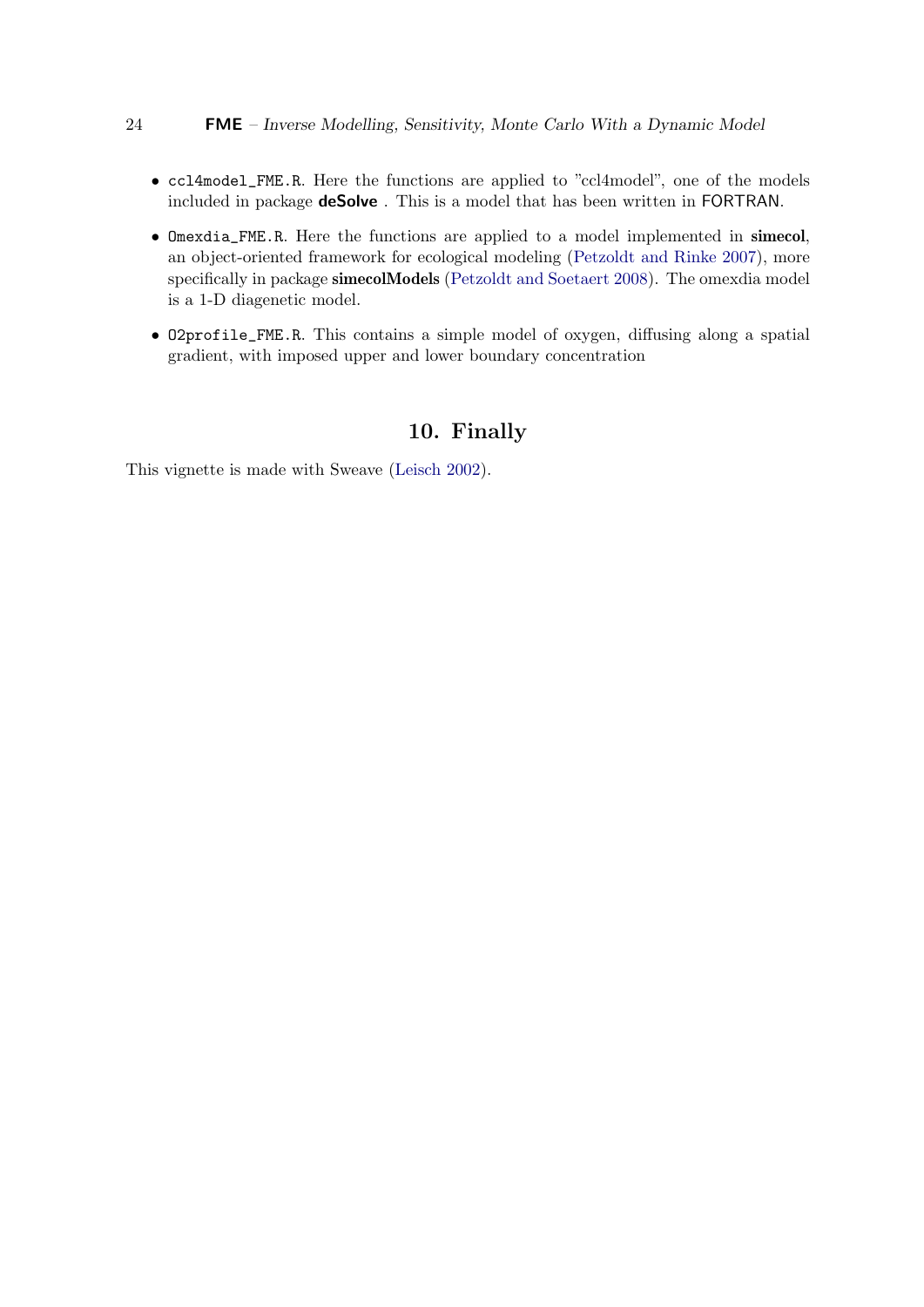- `ccl4model_FME.R`. Here the functions are applied to "ccl4model", one of the models included in package **deSolve** . This is a model that has been written in FORTRAN.
- `Omexdia_FME.R`. Here the functions are applied to a model implemented in **simecol**, an object-oriented framework for ecological modeling (Petzoldt and Rinke 2007), more specifically in package **simecolModels** (Petzoldt and Soetaert 2008). The omexdia model is a 1-D diagenetic model.
- `O2profile_FME.R`. This contains a simple model of oxygen, diffusing along a spatial gradient, with imposed upper and lower boundary concentration

# 10. Finally

This vignette is made with Sweave (Leisch 2002).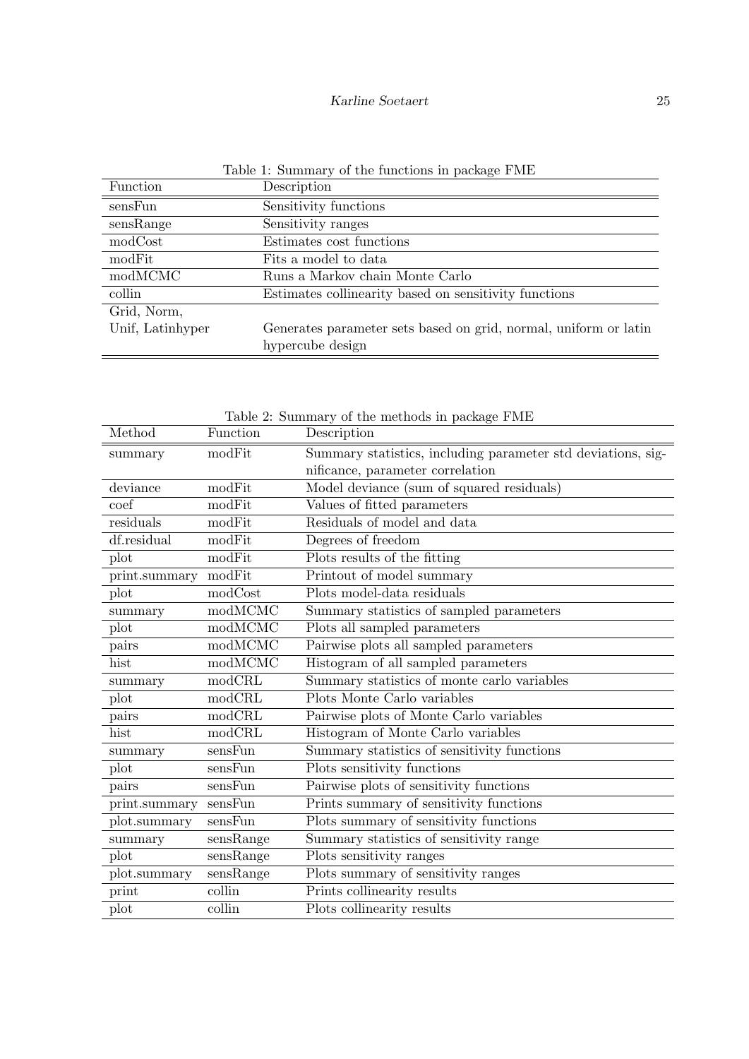Table 1: Summary of the functions in package FME

| Function | Description |
|---|---|
| sensFun | Sensitivity functions |
| sensRange | Sensitivity ranges |
| modCost | Estimates cost functions |
| modFit | Fits a model to data |
| modMCMC | Runs a Markov chain Monte Carlo |
| collin | Estimates collinearity based on sensitivity functions |
| Grid, Norm, Unif, Latinhyper | Generates parameter sets based on grid, normal, uniform or latin hypercube design |

Table 2: Summary of the methods in package FME

| Method | Function | Description |
|---|---|---|
| summary | modFit | Summary statistics, including parameter std deviations, significance, parameter correlation |
| deviance | modFit | Model deviance (sum of squared residuals) |
| coef | modFit | Values of fitted parameters |
| residuals | modFit | Residuals of model and data |
| df.residual | modFit | Degrees of freedom |
| plot | modFit | Plots results of the fitting |
| print.summary | modFit | Printout of model summary |
| plot | modCost | Plots model-data residuals |
| summary | modMCMC | Summary statistics of sampled parameters |
| plot | modMCMC | Plots all sampled parameters |
| pairs | modMCMC | Pairwise plots all sampled parameters |
| hist | modMCMC | Histogram of all sampled parameters |
| summary | modCRL | Summary statistics of monte carlo variables |
| plot | modCRL | Plots Monte Carlo variables |
| pairs | modCRL | Pairwise plots of Monte Carlo variables |
| hist | modCRL | Histogram of Monte Carlo variables |
| summary | sensFun | Summary statistics of sensitivity functions |
| plot | sensFun | Plots sensitivity functions |
| pairs | sensFun | Pairwise plots of sensitivity functions |
| print.summary | sensFun | Prints summary of sensitivity functions |
| plot.summary | sensFun | Plots summary of sensitivity functions |
| summary | sensRange | Summary statistics of sensitivity range |
| plot | sensRange | Plots sensitivity ranges |
| plot.summary | sensRange | Plots summary of sensitivity ranges |
| print | collin | Prints collinearity results |
| plot | collin | Plots collinearity results |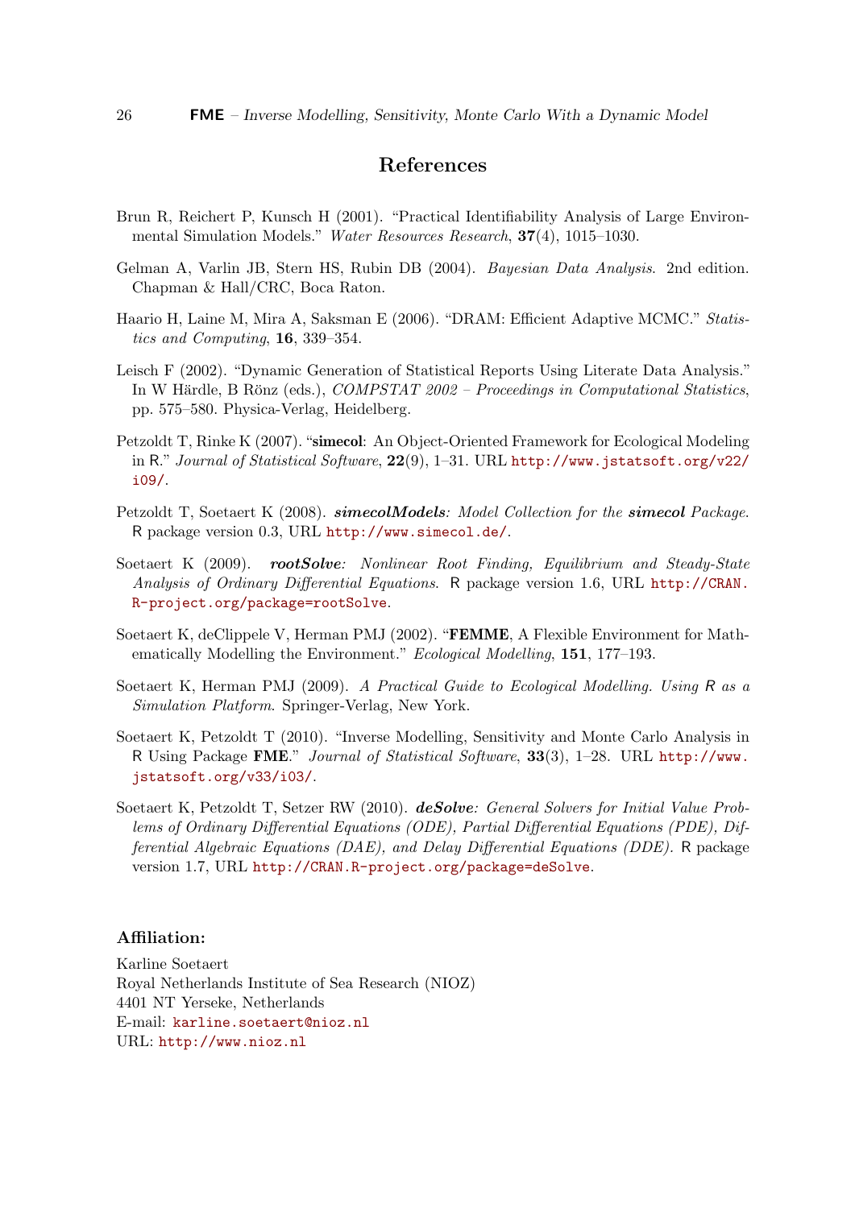# References

Brun R, Reichert P, Kunsch H (2001). "Practical Identifiability Analysis of Large Environmental Simulation Models." *Water Resources Research*, **37**(4), 1015–1030.

Gelman A, Varlin JB, Stern HS, Rubin DB (2004). *Bayesian Data Analysis*. 2nd edition. Chapman & Hall/CRC, Boca Raton.

Haario H, Laine M, Mira A, Saksman E (2006). "DRAM: Efficient Adaptive MCMC." *Statistics and Computing*, **16**, 339–354.

Leisch F (2002). "Dynamic Generation of Statistical Reports Using Literate Data Analysis." In W Härdle, B Rönz (eds.), *COMPSTAT 2002 – Proceedings in Computational Statistics*, pp. 575–580. Physica-Verlag, Heidelberg.

Petzoldt T, Rinke K (2007). "**simecol**: An Object-Oriented Framework for Ecological Modeling in R." *Journal of Statistical Software*, **22**(9), 1–31. URL http://www.jstatsoft.org/v22/i09/.

Petzoldt T, Soetaert K (2008). ***simecolModels**: Model Collection for the **simecol** Package*. R package version 0.3, URL http://www.simecol.de/.

Soetaert K (2009). ***rootSolve**: Nonlinear Root Finding, Equilibrium and Steady-State Analysis of Ordinary Differential Equations*. R package version 1.6, URL http://CRAN.R-project.org/package=rootSolve.

Soetaert K, deClippele V, Herman PMJ (2002). "**FEMME**, A Flexible Environment for Mathematically Modelling the Environment." *Ecological Modelling*, **151**, 177–193.

Soetaert K, Herman PMJ (2009). *A Practical Guide to Ecological Modelling. Using R as a Simulation Platform*. Springer-Verlag, New York.

Soetaert K, Petzoldt T (2010). "Inverse Modelling, Sensitivity and Monte Carlo Analysis in R Using Package **FME**." *Journal of Statistical Software*, **33**(3), 1–28. URL http://www.jstatsoft.org/v33/i03/.

Soetaert K, Petzoldt T, Setzer RW (2010). ***deSolve**: General Solvers for Initial Value Problems of Ordinary Differential Equations (ODE), Partial Differential Equations (PDE), Differential Algebraic Equations (DAE), and Delay Differential Equations (DDE).* R package version 1.7, URL http://CRAN.R-project.org/package=deSolve.

### Affiliation:

Karline Soetaert
Royal Netherlands Institute of Sea Research (NIOZ)
4401 NT Yerseke, Netherlands
E-mail: karline.soetaert@nioz.nl
URL: http://www.nioz.nl